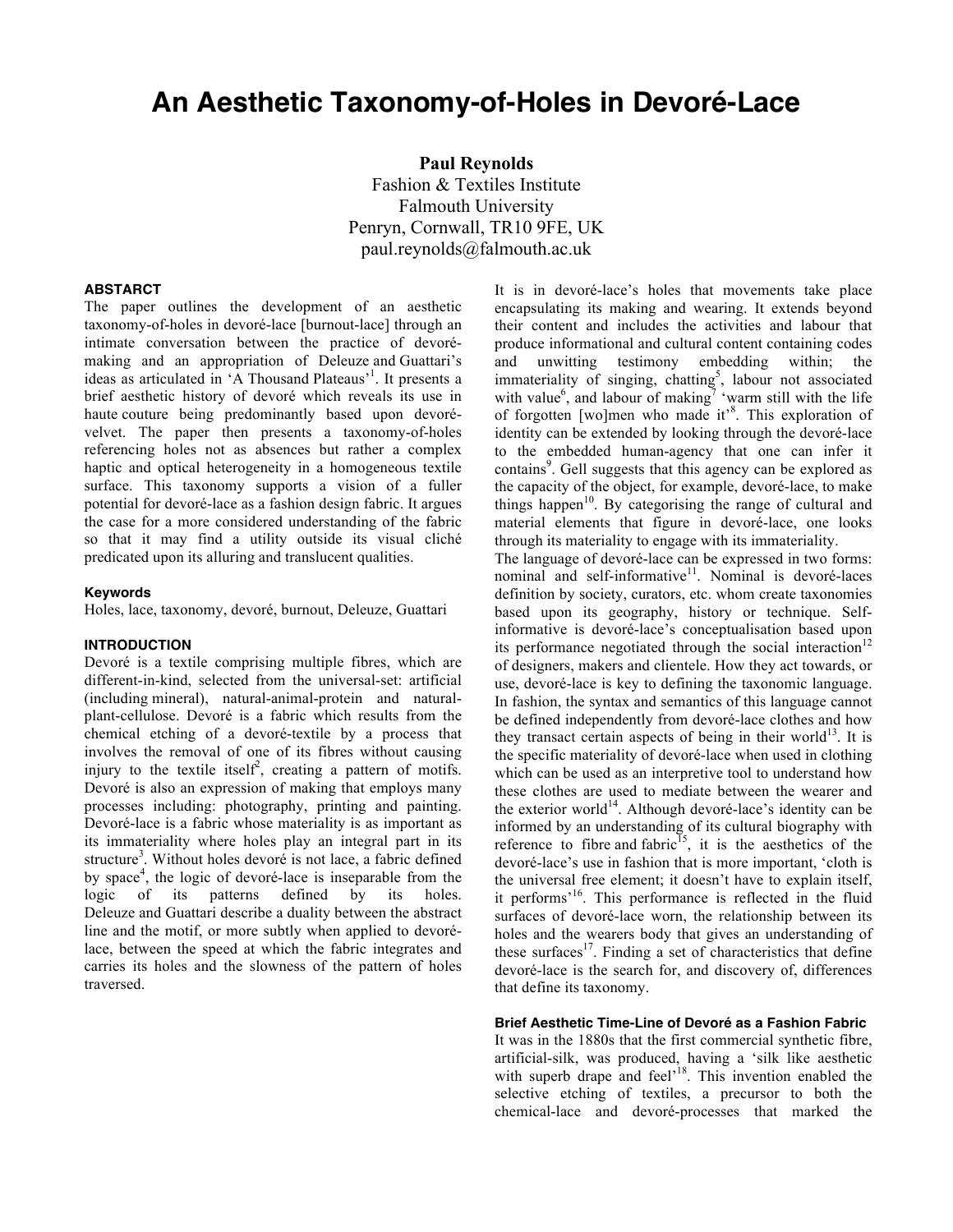# An Aesthetic Taxonomy-of-Holes in Devoré-Lace

**Paul Reynolds**
Fashion & Textiles Institute
Falmouth University
Penryn, Cornwall, TR10 9FE, UK
paul.reynolds@falmouth.ac.uk

#### ABSTARCT

The paper outlines the development of an aesthetic taxonomy-of-holes in devoré-lace [burnout-lace] through an intimate conversation between the practice of devoré-making and an appropriation of Deleuze and Guattari's ideas as articulated in 'A Thousand Plateaus'[1]. It presents a brief aesthetic history of devoré which reveals its use in haute couture being predominantly based upon devoré-velvet. The paper then presents a taxonomy-of-holes referencing holes not as absences but rather a complex haptic and optical heterogeneity in a homogeneous textile surface. This taxonomy supports a vision of a fuller potential for devoré-lace as a fashion design fabric. It argues the case for a more considered understanding of the fabric so that it may find a utility outside its visual cliché predicated upon its alluring and translucent qualities.

#### Keywords

Holes, lace, taxonomy, devoré, burnout, Deleuze, Guattari

#### INTRODUCTION

Devoré is a textile comprising multiple fibres, which are different-in-kind, selected from the universal-set: artificial (including mineral), natural-animal-protein and natural-plant-cellulose. Devoré is a fabric which results from the chemical etching of a devoré-textile by a process that involves the removal of one of its fibres without causing injury to the textile itself[2], creating a pattern of motifs. Devoré is also an expression of making that employs many processes including: photography, printing and painting. Devoré-lace is a fabric whose materiality is as important as its immateriality where holes play an integral part in its structure[3]. Without holes devoré is not lace, a fabric defined by space[4], the logic of devoré-lace is inseparable from the logic of its patterns defined by its holes. Deleuze and Guattari describe a duality between the abstract line and the motif, or more subtly when applied to devoré-lace, between the speed at which the fabric integrates and carries its holes and the slowness of the pattern of holes traversed.

It is in devoré-lace's holes that movements take place encapsulating its making and wearing. It extends beyond their content and includes the activities and labour that produce informational and cultural content containing codes and unwitting testimony embedding within; the immateriality of singing, chatting[5], labour not associated with value[6], and labour of making[7] 'warm still with the life of forgotten [wo]men who made it'[8]. This exploration of identity can be extended by looking through the devoré-lace to the embedded human-agency that one can infer it contains[9]. Gell suggests that this agency can be explored as the capacity of the object, for example, devoré-lace, to make things happen[10]. By categorising the range of cultural and material elements that figure in devoré-lace, one looks through its materiality to engage with its immateriality.

The language of devoré-lace can be expressed in two forms: nominal and self-informative[11]. Nominal is devoré-laces definition by society, curators, etc. whom create taxonomies based upon its geography, history or technique. Self-informative is devoré-lace's conceptualisation based upon its performance negotiated through the social interaction[12] of designers, makers and clientele. How they act towards, or use, devoré-lace is key to defining the taxonomic language. In fashion, the syntax and semantics of this language cannot be defined independently from devoré-lace clothes and how they transact certain aspects of being in their world[13]. It is the specific materiality of devoré-lace when used in clothing which can be used as an interpretive tool to understand how these clothes are used to mediate between the wearer and the exterior world[14]. Although devoré-lace's identity can be informed by an understanding of its cultural biography with reference to fibre and fabric[15], it is the aesthetics of the devoré-lace's use in fashion that is more important, 'cloth is the universal free element; it doesn't have to explain itself, it performs'[16]. This performance is reflected in the fluid surfaces of devoré-lace worn, the relationship between its holes and the wearers body that gives an understanding of these surfaces[17]. Finding a set of characteristics that define devoré-lace is the search for, and discovery of, differences that define its taxonomy.

#### Brief Aesthetic Time-Line of Devoré as a Fashion Fabric

It was in the 1880s that the first commercial synthetic fibre, artificial-silk, was produced, having a 'silk like aesthetic with superb drape and feel'[18]. This invention enabled the selective etching of textiles, a precursor to both the chemical-lace and devoré-processes that marked the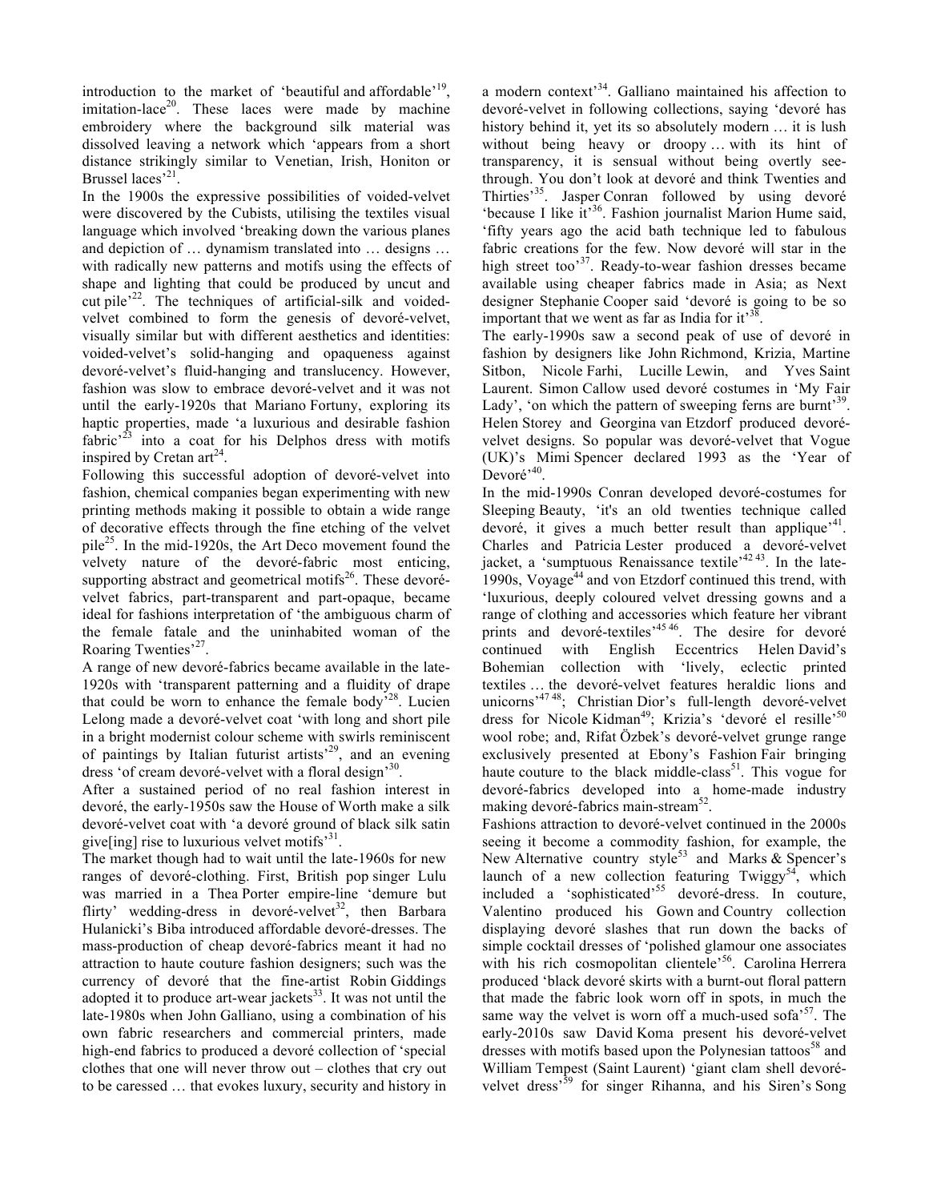introduction to the market of 'beautiful and affordable'[19], imitation-lace[20]. These laces were made by machine embroidery where the background silk material was dissolved leaving a network which 'appears from a short distance strikingly similar to Venetian, Irish, Honiton or Brussel laces'[21].

In the 1900s the expressive possibilities of voided-velvet were discovered by the Cubists, utilising the textiles visual language which involved 'breaking down the various planes and depiction of … dynamism translated into … designs … with radically new patterns and motifs using the effects of shape and lighting that could be produced by uncut and cut pile'[22]. The techniques of artificial-silk and voided-velvet combined to form the genesis of devoré-velvet, visually similar but with different aesthetics and identities: voided-velvet's solid-hanging and opaqueness against devoré-velvet's fluid-hanging and translucency. However, fashion was slow to embrace devoré-velvet and it was not until the early-1920s that Mariano Fortuny, exploring its haptic properties, made 'a luxurious and desirable fashion fabric'[23] into a coat for his Delphos dress with motifs inspired by Cretan art[24].

Following this successful adoption of devoré-velvet into fashion, chemical companies began experimenting with new printing methods making it possible to obtain a wide range of decorative effects through the fine etching of the velvet pile[25]. In the mid-1920s, the Art Deco movement found the velvety nature of the devoré-fabric most enticing, supporting abstract and geometrical motifs[26]. These devoré-velvet fabrics, part-transparent and part-opaque, became ideal for fashions interpretation of 'the ambiguous charm of the female fatale and the uninhabited woman of the Roaring Twenties'[27].

A range of new devoré-fabrics became available in the late-1920s with 'transparent patterning and a fluidity of drape that could be worn to enhance the female body'[28]. Lucien Lelong made a devoré-velvet coat 'with long and short pile in a bright modernist colour scheme with swirls reminiscent of paintings by Italian futurist artists'[29], and an evening dress 'of cream devoré-velvet with a floral design'[30].

After a sustained period of no real fashion interest in devoré, the early-1950s saw the House of Worth make a silk devoré-velvet coat with 'a devoré ground of black silk satin give[ing] rise to luxurious velvet motifs'[31].

The market though had to wait until the late-1960s for new ranges of devoré-clothing. First, British pop singer Lulu was married in a Thea Porter empire-line 'demure but flirty' wedding-dress in devoré-velvet[32], then Barbara Hulanicki's Biba introduced affordable devoré-dresses. The mass-production of cheap devoré-fabrics meant it had no attraction to haute couture fashion designers; such was the currency of devoré that the fine-artist Robin Giddings adopted it to produce art-wear jackets[33]. It was not until the late-1980s when John Galliano, using a combination of his own fabric researchers and commercial printers, made high-end fabrics to produced a devoré collection of 'special clothes that one will never throw out – clothes that cry out to be caressed … that evokes luxury, security and history in a modern context'[34]. Galliano maintained his affection to devoré-velvet in following collections, saying 'devoré has history behind it, yet its so absolutely modern … it is lush without being heavy or droopy … with its hint of transparency, it is sensual without being overtly see-through. You don't look at devoré and think Twenties and Thirties'[35]. Jasper Conran followed by using devoré 'because I like it'[36]. Fashion journalist Marion Hume said, 'fifty years ago the acid bath technique led to fabulous fabric creations for the few. Now devoré will star in the high street too'[37]. Ready-to-wear fashion dresses became available using cheaper fabrics made in Asia; as Next designer Stephanie Cooper said 'devoré is going to be so important that we went as far as India for it'[38].

The early-1990s saw a second peak of use of devoré in fashion by designers like John Richmond, Krizia, Martine Sitbon, Nicole Farhi, Lucille Lewin, and Yves Saint Laurent. Simon Callow used devoré costumes in 'My Fair Lady', 'on which the pattern of sweeping ferns are burnt'[39]. Helen Storey and Georgina van Etzdorf produced devoré-velvet designs. So popular was devoré-velvet that Vogue (UK)'s Mimi Spencer declared 1993 as the 'Year of Devoré'[40].

In the mid-1990s Conran developed devoré-costumes for Sleeping Beauty, 'it's an old twenties technique called devoré, it gives a much better result than applique'[41]. Charles and Patricia Lester produced a devoré-velvet jacket, a 'sumptuous Renaissance textile'[42,43]. In the late-1990s, Voyage[44] and von Etzdorf continued this trend, with 'luxurious, deeply coloured velvet dressing gowns and a range of clothing and accessories which feature her vibrant prints and devoré-textiles'[45,46]. The desire for devoré continued with English Eccentrics Helen David's Bohemian collection with 'lively, eclectic printed textiles … the devoré-velvet features heraldic lions and unicorns'[47,48]; Christian Dior's full-length devoré-velvet dress for Nicole Kidman[49]; Krizia's 'devoré el resille'[50] wool robe; and, Rifat Özbek's devoré-velvet grunge range exclusively presented at Ebony's Fashion Fair bringing haute couture to the black middle-class[51]. This vogue for devoré-fabrics developed into a home-made industry making devoré-fabrics main-stream[52].

Fashions attraction to devoré-velvet continued in the 2000s seeing it become a commodity fashion, for example, the New Alternative country style[53] and Marks & Spencer's launch of a new collection featuring Twiggy[54], which included a 'sophisticated'[55] devoré-dress. In couture, Valentino produced his Gown and Country collection displaying devoré slashes that run down the backs of simple cocktail dresses of 'polished glamour one associates with his rich cosmopolitan clientele'[56]. Carolina Herrera produced 'black devoré skirts with a burnt-out floral pattern that made the fabric look worn off in spots, in much the same way the velvet is worn off a much-used sofa'[57]. The early-2010s saw David Koma present his devoré-velvet dresses with motifs based upon the Polynesian tattoos[58] and William Tempest (Saint Laurent) 'giant clam shell devoré-velvet dress'[59] for singer Rihanna, and his Siren's Song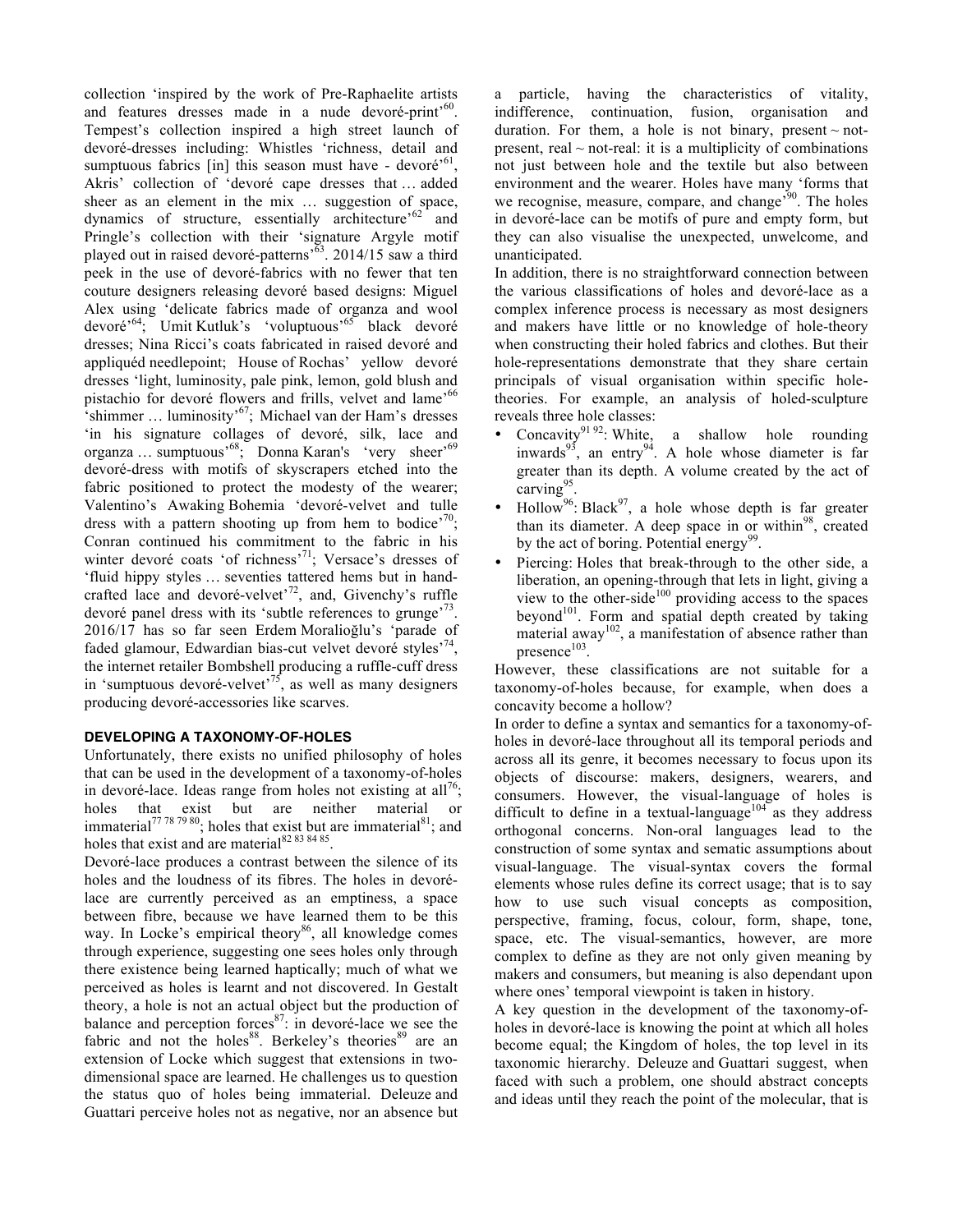collection 'inspired by the work of Pre-Raphaelite artists and features dresses made in a nude devoré-print'[60]. Tempest's collection inspired a high street launch of devoré-dresses including: Whistles 'richness, detail and sumptuous fabrics [in] this season must have - devoré'[61], Akris' collection of 'devoré cape dresses that … added sheer as an element in the mix … suggestion of space, dynamics of structure, essentially architecture'[62] and Pringle's collection with their 'signature Argyle motif played out in raised devoré-patterns'[63]. 2014/15 saw a third peek in the use of devoré-fabrics with no fewer that ten couture designers releasing devoré based designs: Miguel Alex using 'delicate fabrics made of organza and wool devoré'[64]; Umit Kutluk's 'voluptuous'[65] black devoré dresses; Nina Ricci's coats fabricated in raised devoré and appliquéd needlepoint; House of Rochas' yellow devoré dresses 'light, luminosity, pale pink, lemon, gold blush and pistachio for devoré flowers and frills, velvet and lame'[66] 'shimmer … luminosity'[67]; Michael van der Ham's dresses 'in his signature collages of devoré, silk, lace and organza … sumptuous'[68]; Donna Karan's 'very sheer'[69] devoré-dress with motifs of skyscrapers etched into the fabric positioned to protect the modesty of the wearer; Valentino's Awaking Bohemia 'devoré-velvet and tulle dress with a pattern shooting up from hem to bodice'[70]; Conran continued his commitment to the fabric in his winter devoré coats 'of richness'[71]; Versace's dresses of 'fluid hippy styles … seventies tattered hems but in hand-crafted lace and devoré-velvet'[72], and, Givenchy's ruffle devoré panel dress with its 'subtle references to grunge'[73]. 2016/17 has so far seen Erdem Moralioğlu's 'parade of faded glamour, Edwardian bias-cut velvet devoré styles'[74], the internet retailer Bombshell producing a ruffle-cuff dress in 'sumptuous devoré-velvet'[75], as well as many designers producing devoré-accessories like scarves.

## DEVELOPING A TAXONOMY-OF-HOLES

Unfortunately, there exists no unified philosophy of holes that can be used in the development of a taxonomy-of-holes in devoré-lace. Ideas range from holes not existing at all[76]; holes that exist but are neither material or immaterial[77 78 79 80]; holes that exist but are immaterial[81]; and holes that exist and are material[82 83 84 85].

Devoré-lace produces a contrast between the silence of its holes and the loudness of its fibres. The holes in devoré-lace are currently perceived as an emptiness, a space between fibre, because we have learned them to be this way. In Locke's empirical theory[86], all knowledge comes through experience, suggesting one sees holes only through there existence being learned haptically; much of what we perceived as holes is learnt and not discovered. In Gestalt theory, a hole is not an actual object but the production of balance and perception forces[87]: in devoré-lace we see the fabric and not the holes[88]. Berkeley's theories[89] are an extension of Locke which suggest that extensions in two-dimensional space are learned. He challenges us to question the status quo of holes being immaterial. Deleuze and Guattari perceive holes not as negative, nor an absence but a particle, having the characteristics of vitality, indifference, continuation, fusion, organisation and duration. For them, a hole is not binary, present ~ not-present, real ~ not-real: it is a multiplicity of combinations not just between hole and the textile but also between environment and the wearer. Holes have many 'forms that we recognise, measure, compare, and change'[90]. The holes in devoré-lace can be motifs of pure and empty form, but they can also visualise the unexpected, unwelcome, and unanticipated.

In addition, there is no straightforward connection between the various classifications of holes and devoré-lace as a complex inference process is necessary as most designers and makers have little or no knowledge of hole-theory when constructing their holed fabrics and clothes. But their hole-representations demonstrate that they share certain principals of visual organisation within specific hole-theories. For example, an analysis of holed-sculpture reveals three hole classes:

- Concavity[91 92]: White, a shallow hole rounding inwards[93], an entry[94]. A hole whose diameter is far greater than its depth. A volume created by the act of carving[95].
- Hollow[96]: Black[97], a hole whose depth is far greater than its diameter. A deep space in or within[98], created by the act of boring. Potential energy[99].
- Piercing: Holes that break-through to the other side, a liberation, an opening-through that lets in light, giving a view to the other-side[100] providing access to the spaces beyond[101]. Form and spatial depth created by taking material away[102], a manifestation of absence rather than presence[103].

However, these classifications are not suitable for a taxonomy-of-holes because, for example, when does a concavity become a hollow?

In order to define a syntax and semantics for a taxonomy-of-holes in devoré-lace throughout all its temporal periods and across all its genre, it becomes necessary to focus upon its objects of discourse: makers, designers, wearers, and consumers. However, the visual-language of holes is difficult to define in a textual-language[104] as they address orthogonal concerns. Non-oral languages lead to the construction of some syntax and sematic assumptions about visual-language. The visual-syntax covers the formal elements whose rules define its correct usage; that is to say how to use such visual concepts as composition, perspective, framing, focus, colour, form, shape, tone, space, etc. The visual-semantics, however, are more complex to define as they are not only given meaning by makers and consumers, but meaning is also dependant upon where ones' temporal viewpoint is taken in history.

A key question in the development of the taxonomy-of-holes in devoré-lace is knowing the point at which all holes become equal; the Kingdom of holes, the top level in its taxonomic hierarchy. Deleuze and Guattari suggest, when faced with such a problem, one should abstract concepts and ideas until they reach the point of the molecular, that is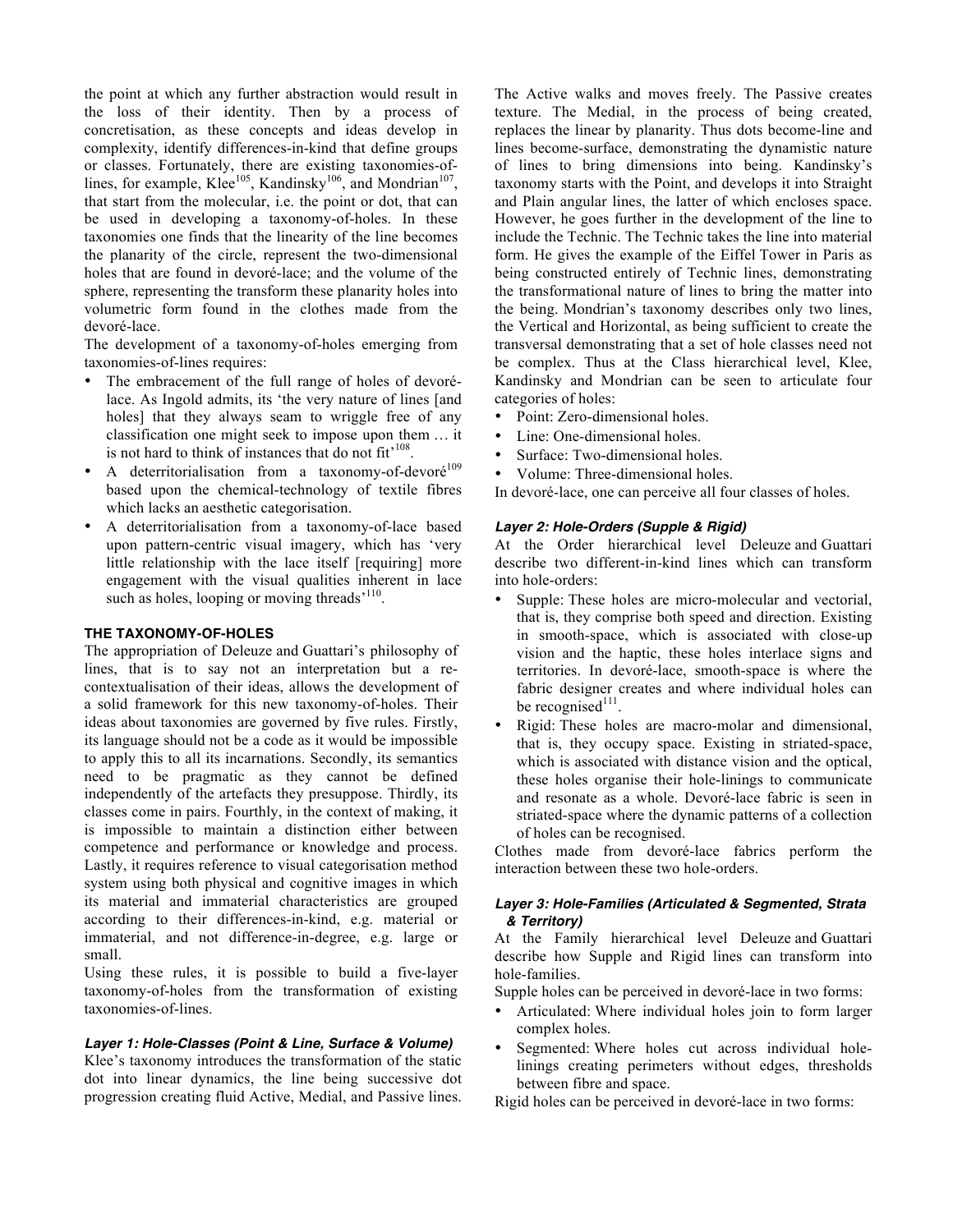the point at which any further abstraction would result in the loss of their identity. Then by a process of concretisation, as these concepts and ideas develop in complexity, identify differences-in-kind that define groups or classes. Fortunately, there are existing taxonomies-of-lines, for example, Klee[105], Kandinsky[106], and Mondrian[107], that start from the molecular, i.e. the point or dot, that can be used in developing a taxonomy-of-holes. In these taxonomies one finds that the linearity of the line becomes the planarity of the circle, represent the two-dimensional holes that are found in devoré-lace; and the volume of the sphere, representing the transform these planarity holes into volumetric form found in the clothes made from the devoré-lace.

The development of a taxonomy-of-holes emerging from taxonomies-of-lines requires:

- The embracement of the full range of holes of devoré-lace. As Ingold admits, its 'the very nature of lines [and holes] that they always seam to wriggle free of any classification one might seek to impose upon them … it is not hard to think of instances that do not fit'[108].
- A deterritorialisation from a taxonomy-of-devoré[109] based upon the chemical-technology of textile fibres which lacks an aesthetic categorisation.
- A deterritorialisation from a taxonomy-of-lace based upon pattern-centric visual imagery, which has 'very little relationship with the lace itself [requiring] more engagement with the visual qualities inherent in lace such as holes, looping or moving threads'[110].

## THE TAXONOMY-OF-HOLES

The appropriation of Deleuze and Guattari's philosophy of lines, that is to say not an interpretation but a re-contextualisation of their ideas, allows the development of a solid framework for this new taxonomy-of-holes. Their ideas about taxonomies are governed by five rules. Firstly, its language should not be a code as it would be impossible to apply this to all its incarnations. Secondly, its semantics need to be pragmatic as they cannot be defined independently of the artefacts they presuppose. Thirdly, its classes come in pairs. Fourthly, in the context of making, it is impossible to maintain a distinction either between competence and performance or knowledge and process. Lastly, it requires reference to visual categorisation method system using both physical and cognitive images in which its material and immaterial characteristics are grouped according to their differences-in-kind, e.g. material or immaterial, and not difference-in-degree, e.g. large or small.

Using these rules, it is possible to build a five-layer taxonomy-of-holes from the transformation of existing taxonomies-of-lines.

### *Layer 1: Hole-Classes (Point & Line, Surface & Volume)*

Klee's taxonomy introduces the transformation of the static dot into linear dynamics, the line being successive dot progression creating fluid Active, Medial, and Passive lines. The Active walks and moves freely. The Passive creates texture. The Medial, in the process of being created, replaces the linear by planarity. Thus dots become-line and lines become-surface, demonstrating the dynamistic nature of lines to bring dimensions into being. Kandinsky's taxonomy starts with the Point, and develops it into Straight and Plain angular lines, the latter of which encloses space. However, he goes further in the development of the line to include the Technic. The Technic takes the line into material form. He gives the example of the Eiffel Tower in Paris as being constructed entirely of Technic lines, demonstrating the transformational nature of lines to bring the matter into the being. Mondrian's taxonomy describes only two lines, the Vertical and Horizontal, as being sufficient to create the transversal demonstrating that a set of hole classes need not be complex. Thus at the Class hierarchical level, Klee, Kandinsky and Mondrian can be seen to articulate four categories of holes:

- Point: Zero-dimensional holes.
- Line: One-dimensional holes.
- Surface: Two-dimensional holes.
- Volume: Three-dimensional holes.

In devoré-lace, one can perceive all four classes of holes.

### *Layer 2: Hole-Orders (Supple & Rigid)*

At the Order hierarchical level Deleuze and Guattari describe two different-in-kind lines which can transform into hole-orders:

- Supple: These holes are micro-molecular and vectorial, that is, they comprise both speed and direction. Existing in smooth-space, which is associated with close-up vision and the haptic, these holes interlace signs and territories. In devoré-lace, smooth-space is where the fabric designer creates and where individual holes can be recognised[111].
- Rigid: These holes are macro-molar and dimensional, that is, they occupy space. Existing in striated-space, which is associated with distance vision and the optical, these holes organise their hole-linings to communicate and resonate as a whole. Devoré-lace fabric is seen in striated-space where the dynamic patterns of a collection of holes can be recognised.

Clothes made from devoré-lace fabrics perform the interaction between these two hole-orders.

### *Layer 3: Hole-Families (Articulated & Segmented, Strata & Territory)*

At the Family hierarchical level Deleuze and Guattari describe how Supple and Rigid lines can transform into hole-families.

Supple holes can be perceived in devoré-lace in two forms:

- Articulated: Where individual holes join to form larger complex holes.
- Segmented: Where holes cut across individual hole-linings creating perimeters without edges, thresholds between fibre and space.

Rigid holes can be perceived in devoré-lace in two forms: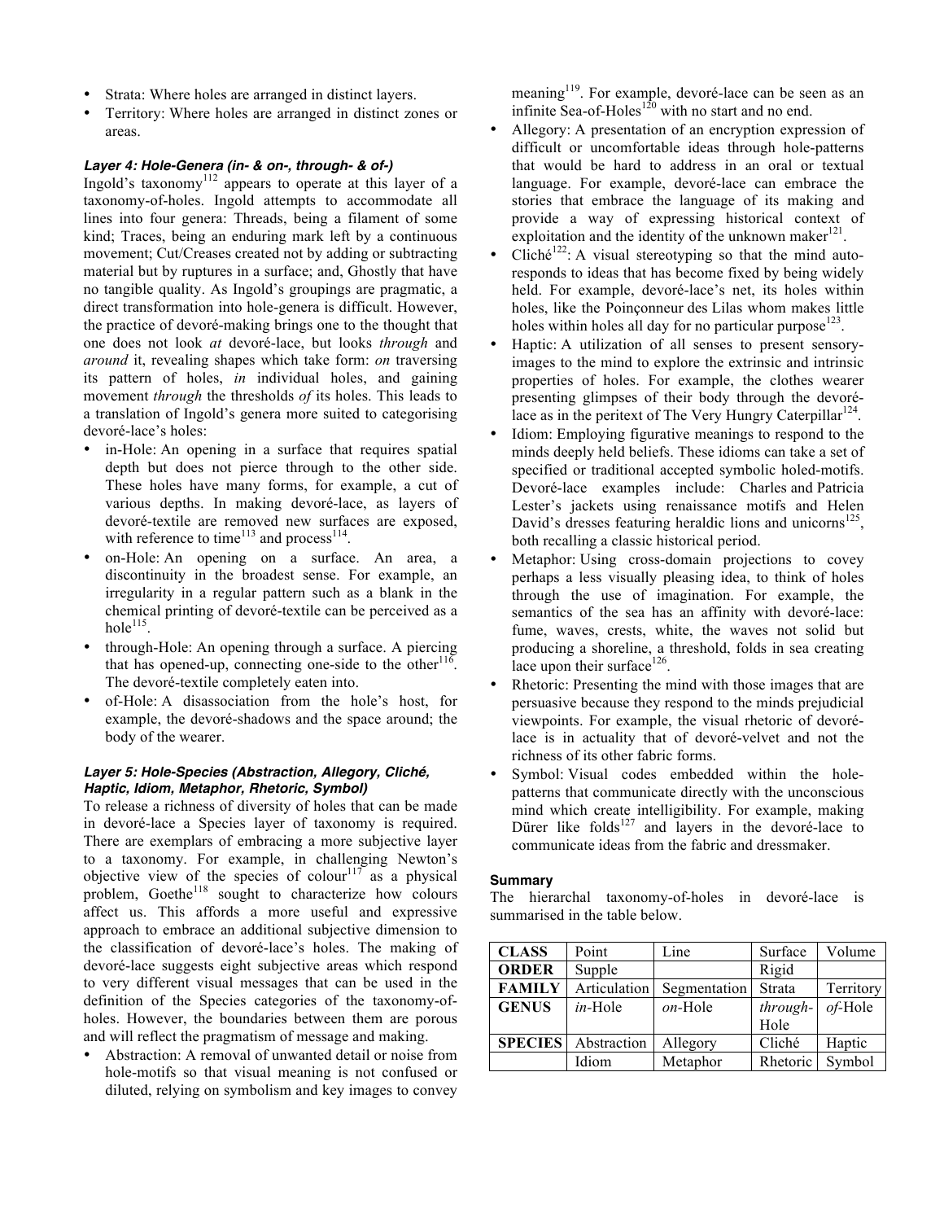- Strata: Where holes are arranged in distinct layers.
- Territory: Where holes are arranged in distinct zones or areas.

#### *Layer 4: Hole-Genera (in- & on-, through- & of-)*

Ingold's taxonomy[112] appears to operate at this layer of a taxonomy-of-holes. Ingold attempts to accommodate all lines into four genera: Threads, being a filament of some kind; Traces, being an enduring mark left by a continuous movement; Cut/Creases created not by adding or subtracting material but by ruptures in a surface; and, Ghostly that have no tangible quality. As Ingold's groupings are pragmatic, a direct transformation into hole-genera is difficult. However, the practice of devoré-making brings one to the thought that one does not look *at* devoré-lace, but looks *through* and *around* it, revealing shapes which take form: *on* traversing its pattern of holes, *in* individual holes, and gaining movement *through* the thresholds *of* its holes. This leads to a translation of Ingold's genera more suited to categorising devoré-lace's holes:

- in-Hole: An opening in a surface that requires spatial depth but does not pierce through to the other side. These holes have many forms, for example, a cut of various depths. In making devoré-lace, as layers of devoré-textile are removed new surfaces are exposed, with reference to time[113] and process[114].
- on-Hole: An opening on a surface. An area, a discontinuity in the broadest sense. For example, an irregularity in a regular pattern such as a blank in the chemical printing of devoré-textile can be perceived as a hole[115].
- through-Hole: An opening through a surface. A piercing that has opened-up, connecting one-side to the other[116]. The devoré-textile completely eaten into.
- of-Hole: A disassociation from the hole's host, for example, the devoré-shadows and the space around; the body of the wearer.

#### *Layer 5: Hole-Species (Abstraction, Allegory, Cliché, Haptic, Idiom, Metaphor, Rhetoric, Symbol)*

To release a richness of diversity of holes that can be made in devoré-lace a Species layer of taxonomy is required. There are exemplars of embracing a more subjective layer to a taxonomy. For example, in challenging Newton's objective view of the species of colour[117] as a physical problem, Goethe[118] sought to characterize how colours affect us. This affords a more useful and expressive approach to embrace an additional subjective dimension to the classification of devoré-lace's holes. The making of devoré-lace suggests eight subjective areas which respond to very different visual messages that can be used in the definition of the Species categories of the taxonomy-of-holes. However, the boundaries between them are porous and will reflect the pragmatism of message and making.

- Abstraction: A removal of unwanted detail or noise from hole-motifs so that visual meaning is not confused or diluted, relying on symbolism and key images to convey meaning[119]. For example, devoré-lace can be seen as an infinite Sea-of-Holes[120] with no start and no end.
- Allegory: A presentation of an encryption expression of difficult or uncomfortable ideas through hole-patterns that would be hard to address in an oral or textual language. For example, devoré-lace can embrace the stories that embrace the language of its making and provide a way of expressing historical context of exploitation and the identity of the unknown maker[121].
- Cliché[122]: A visual stereotyping so that the mind auto-responds to ideas that has become fixed by being widely held. For example, devoré-lace's net, its holes within holes, like the Poinçonneur des Lilas whom makes little holes within holes all day for no particular purpose[123].
- Haptic: A utilization of all senses to present sensory-images to the mind to explore the extrinsic and intrinsic properties of holes. For example, the clothes wearer presenting glimpses of their body through the devoré-lace as in the peritext of The Very Hungry Caterpillar[124].
- Idiom: Employing figurative meanings to respond to the minds deeply held beliefs. These idioms can take a set of specified or traditional accepted symbolic holed-motifs. Devoré-lace examples include: Charles and Patricia Lester's jackets using renaissance motifs and Helen David's dresses featuring heraldic lions and unicorns[125], both recalling a classic historical period.
- Metaphor: Using cross-domain projections to covey perhaps a less visually pleasing idea, to think of holes through the use of imagination. For example, the semantics of the sea has an affinity with devoré-lace: fume, waves, crests, white, the waves not solid but producing a shoreline, a threshold, folds in sea creating lace upon their surface[126].
- Rhetoric: Presenting the mind with those images that are persuasive because they respond to the minds prejudicial viewpoints. For example, the visual rhetoric of devoré-lace is in actuality that of devoré-velvet and not the richness of its other fabric forms.
- Symbol: Visual codes embedded within the hole-patterns that communicate directly with the unconscious mind which create intelligibility. For example, making Dürer like folds[127] and layers in the devoré-lace to communicate ideas from the fabric and dressmaker.

#### Summary

The hierarchal taxonomy-of-holes in devoré-lace is summarised in the table below.

| **CLASS** | Point | Line | Surface | Volume |
|---|---|---|---|---|
| **ORDER** | Supple | | Rigid | |
| **FAMILY** | Articulation | Segmentation | Strata | Territory |
| **GENUS** | *in*-Hole | *on*-Hole | *through*-Hole | *of*-Hole |
| **SPECIES** | Abstraction | Allegory | Cliché | Haptic |
| | Idiom | Metaphor | Rhetoric | Symbol |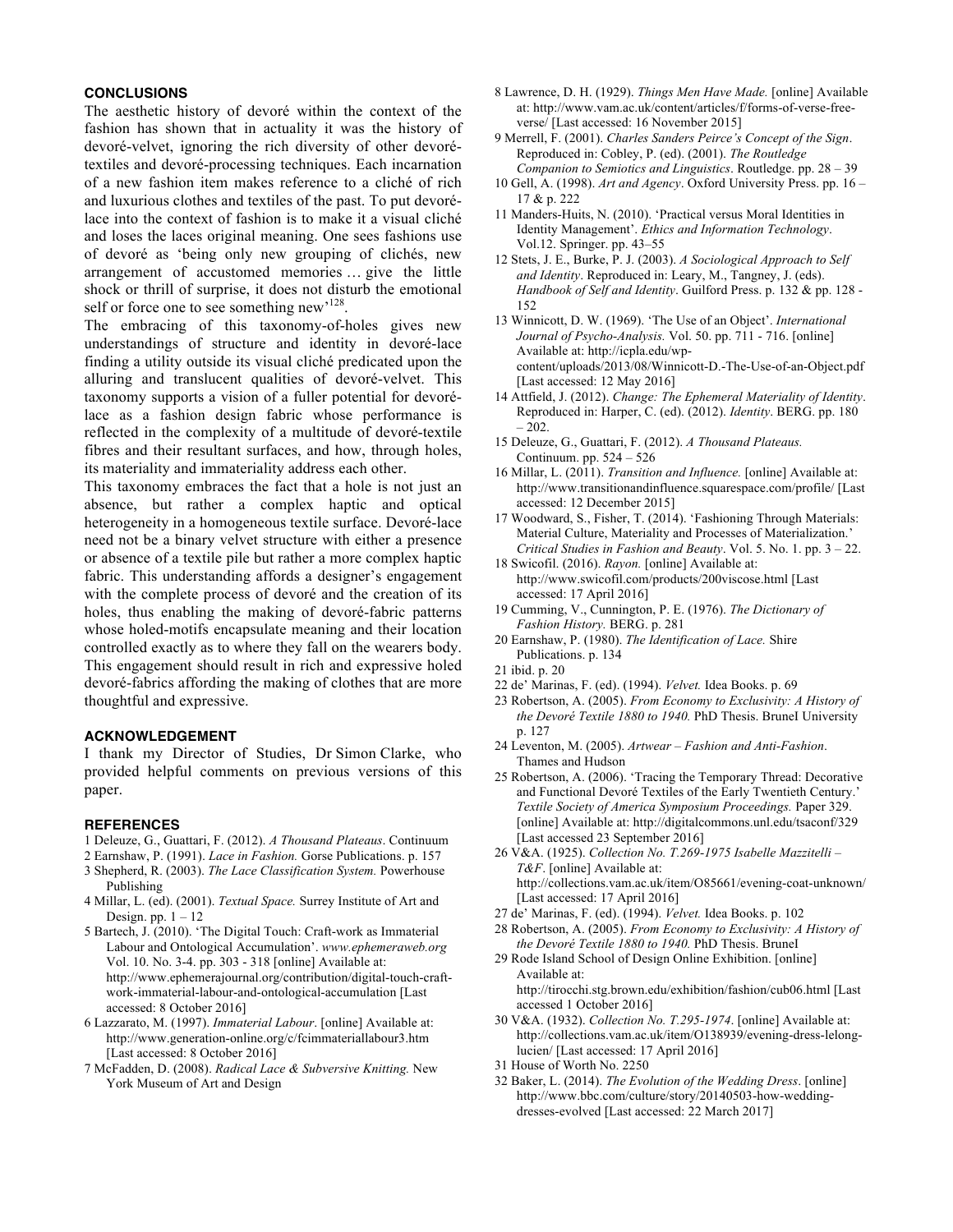## CONCLUSIONS

The aesthetic history of devoré within the context of the fashion has shown that in actuality it was the history of devoré-velvet, ignoring the rich diversity of other devoré-textiles and devoré-processing techniques. Each incarnation of a new fashion item makes reference to a cliché of rich and luxurious clothes and textiles of the past. To put devoré-lace into the context of fashion is to make it a visual cliché and loses the laces original meaning. One sees fashions use of devoré as 'being only new grouping of clichés, new arrangement of accustomed memories … give the little shock or thrill of surprise, it does not disturb the emotional self or force one to see something new'[128].

The embracing of this taxonomy-of-holes gives new understandings of structure and identity in devoré-lace finding a utility outside its visual cliché predicated upon the alluring and translucent qualities of devoré-velvet. This taxonomy supports a vision of a fuller potential for devoré-lace as a fashion design fabric whose performance is reflected in the complexity of a multitude of devoré-textile fibres and their resultant surfaces, and how, through holes, its materiality and immateriality address each other.

This taxonomy embraces the fact that a hole is not just an absence, but rather a complex haptic and optical heterogeneity in a homogeneous textile surface. Devoré-lace need not be a binary velvet structure with either a presence or absence of a textile pile but rather a more complex haptic fabric. This understanding affords a designer's engagement with the complete process of devoré and the creation of its holes, thus enabling the making of devoré-fabric patterns whose holed-motifs encapsulate meaning and their location controlled exactly as to where they fall on the wearers body. This engagement should result in rich and expressive holed devoré-fabrics affording the making of clothes that are more thoughtful and expressive.

## ACKNOWLEDGEMENT

I thank my Director of Studies, Dr Simon Clarke, who provided helpful comments on previous versions of this paper.

## REFERENCES

1 Deleuze, G., Guattari, F. (2012). *A Thousand Plateaus*. Continuum

2 Earnshaw, P. (1991). *Lace in Fashion.* Gorse Publications. p. 157

3 Shepherd, R. (2003). *The Lace Classification System.* Powerhouse Publishing

4 Millar, L. (ed). (2001). *Textual Space.* Surrey Institute of Art and Design. pp. 1 – 12

5 Bartech, J. (2010). 'The Digital Touch: Craft-work as Immaterial Labour and Ontological Accumulation'. *www.ephemeraweb.org* Vol. 10. No. 3-4. pp. 303 - 318 [online] Available at: http://www.ephemerajournal.org/contribution/digital-touch-craft-work-immaterial-labour-and-ontological-accumulation [Last accessed: 8 October 2016]

6 Lazzarato, M. (1997). *Immaterial Labour*. [online] Available at: http://www.generation-online.org/c/fcimmateriallabour3.htm [Last accessed: 8 October 2016]

7 McFadden, D. (2008). *Radical Lace & Subversive Knitting.* New York Museum of Art and Design

8 Lawrence, D. H. (1929). *Things Men Have Made.* [online] Available at: http://www.vam.ac.uk/content/articles/f/forms-of-verse-free-verse/ [Last accessed: 16 November 2015]

9 Merrell, F. (2001). *Charles Sanders Peirce's Concept of the Sign*. Reproduced in: Cobley, P. (ed). (2001). *The Routledge Companion to Semiotics and Linguistics*. Routledge. pp. 28 – 39

10 Gell, A. (1998). *Art and Agency*. Oxford University Press. pp. 16 – 17 & p. 222

11 Manders-Huits, N. (2010). 'Practical versus Moral Identities in Identity Management'. *Ethics and Information Technology*. Vol.12. Springer. pp. 43–55

12 Stets, J. E., Burke, P. J. (2003). *A Sociological Approach to Self and Identity*. Reproduced in: Leary, M., Tangney, J. (eds). *Handbook of Self and Identity*. Guilford Press. p. 132 & pp. 128 - 152

13 Winnicott, D. W. (1969). 'The Use of an Object'. *International Journal of Psycho-Analysis.* Vol. 50. pp. 711 - 716. [online] Available at: http://icpla.edu/wp-content/uploads/2013/08/Winnicott-D.-The-Use-of-an-Object.pdf [Last accessed: 12 May 2016]

14 Attfield, J. (2012). *Change: The Ephemeral Materiality of Identity*. Reproduced in: Harper, C. (ed). (2012). *Identity*. BERG. pp. 180 – 202.

15 Deleuze, G., Guattari, F. (2012). *A Thousand Plateaus.* Continuum. pp. 524 – 526

16 Millar, L. (2011). *Transition and Influence.* [online] Available at: http://www.transitionandinfluence.squarespace.com/profile/ [Last accessed: 12 December 2015]

17 Woodward, S., Fisher, T. (2014). 'Fashioning Through Materials: Material Culture, Materiality and Processes of Materialization.' *Critical Studies in Fashion and Beauty*. Vol. 5. No. 1. pp. 3 – 22.

18 Swicofil. (2016). *Rayon.* [online] Available at: http://www.swicofil.com/products/200viscose.html [Last accessed: 17 April 2016]

19 Cumming, V., Cunnington, P. E. (1976). *The Dictionary of Fashion History.* BERG. p. 281

20 Earnshaw, P. (1980). *The Identification of Lace.* Shire Publications. p. 134

21 ibid. p. 20

22 de' Marinas, F. (ed). (1994). *Velvet.* Idea Books. p. 69

23 Robertson, A. (2005). *From Economy to Exclusivity: A History of the Devoré Textile 1880 to 1940.* PhD Thesis. BruneI University p. 127

24 Leventon, M. (2005). *Artwear – Fashion and Anti-Fashion*. Thames and Hudson

25 Robertson, A. (2006). 'Tracing the Temporary Thread: Decorative and Functional Devoré Textiles of the Early Twentieth Century.' *Textile Society of America Symposium Proceedings.* Paper 329. [online] Available at: http://digitalcommons.unl.edu/tsaconf/329 [Last accessed 23 September 2016]

26 V&A. (1925). *Collection No. T.269-1975 Isabelle Mazzitelli – T&F*. [online] Available at: http://collections.vam.ac.uk/item/O85661/evening-coat-unknown/ [Last accessed: 17 April 2016]

27 de' Marinas, F. (ed). (1994). *Velvet.* Idea Books. p. 102

28 Robertson, A. (2005). *From Economy to Exclusivity: A History of the Devoré Textile 1880 to 1940.* PhD Thesis. BruneI

29 Rode Island School of Design Online Exhibition. [online] Available at: http://tirocchi.stg.brown.edu/exhibition/fashion/cub06.html [Last accessed 1 October 2016]

30 V&A. (1932). *Collection No. T.295-1974*. [online] Available at: http://collections.vam.ac.uk/item/O138939/evening-dress-lelong-lucien/ [Last accessed: 17 April 2016]

31 House of Worth No. 2250

32 Baker, L. (2014). *The Evolution of the Wedding Dress*. [online] http://www.bbc.com/culture/story/20140503-how-wedding-dresses-evolved [Last accessed: 22 March 2017]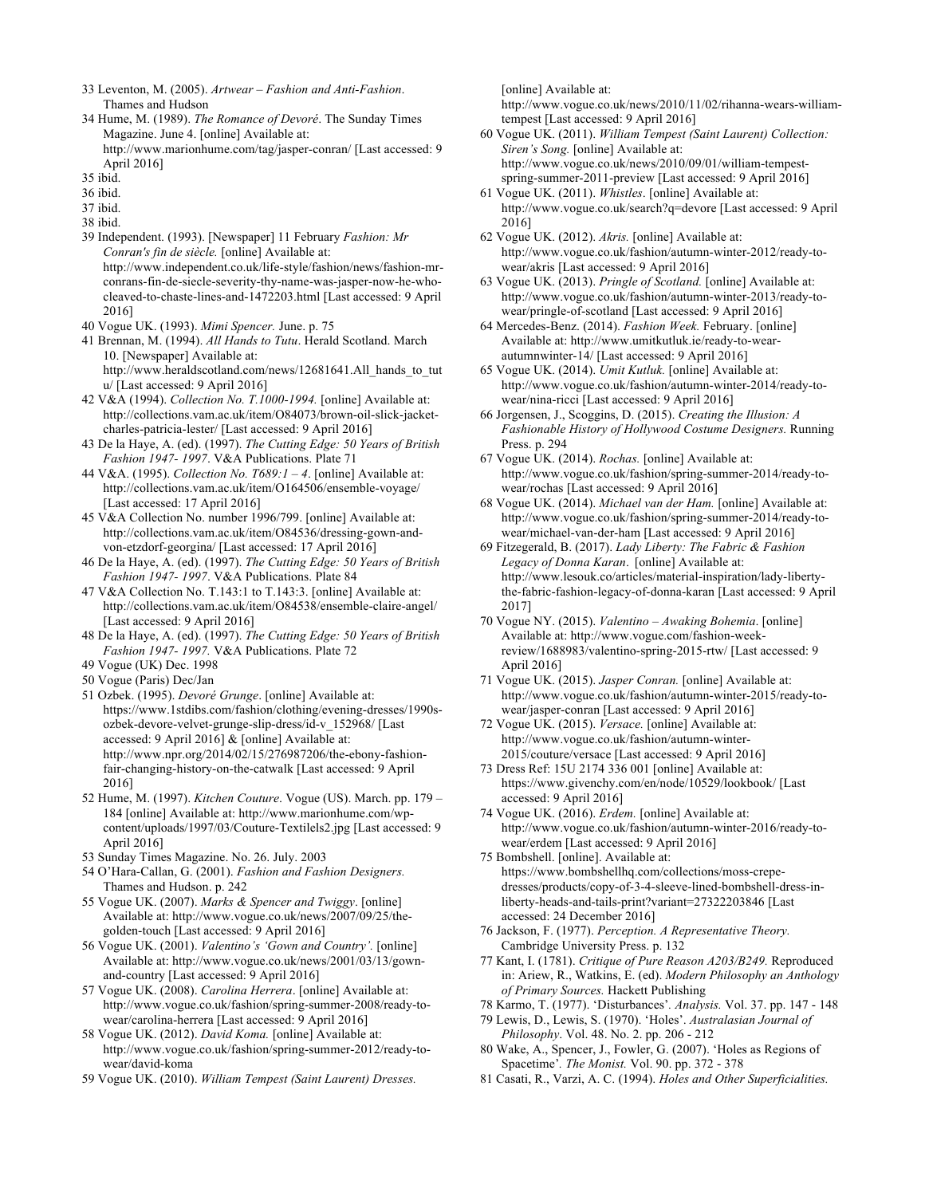33 Leventon, M. (2005). *Artwear – Fashion and Anti-Fashion*. Thames and Hudson

34 Hume, M. (1989). *The Romance of Devoré*. The Sunday Times Magazine. June 4. [online] Available at: http://www.marionhume.com/tag/jasper-conran/ [Last accessed: 9 April 2016]

35 ibid.

36 ibid.

37 ibid.

38 ibid.

39 Independent. (1993). [Newspaper] 11 February *Fashion: Mr Conran's fin de siècle.* [online] Available at: http://www.independent.co.uk/life-style/fashion/news/fashion-mr-conrans-fin-de-siecle-severity-thy-name-was-jasper-now-he-who-cleaved-to-chaste-lines-and-1472203.html [Last accessed: 9 April 2016]

40 Vogue UK. (1993). *Mimi Spencer.* June. p. 75

41 Brennan, M. (1994). *All Hands to Tutu*. Herald Scotland. March 10. [Newspaper] Available at: http://www.heraldscotland.com/news/12681641.All_hands_to_tutu/ [Last accessed: 9 April 2016]

42 V&A (1994). *Collection No. T.1000-1994.* [online] Available at: http://collections.vam.ac.uk/item/O84073/brown-oil-slick-jacket-charles-patricia-lester/ [Last accessed: 9 April 2016]

43 De la Haye, A. (ed). (1997). *The Cutting Edge: 50 Years of British Fashion 1947- 1997*. V&A Publications. Plate 71

44 V&A. (1995). *Collection No. T689:1 – 4*. [online] Available at: http://collections.vam.ac.uk/item/O164506/ensemble-voyage/ [Last accessed: 17 April 2016]

45 V&A Collection No. number 1996/799. [online] Available at: http://collections.vam.ac.uk/item/O84536/dressing-gown-and-von-etzdorf-georgina/ [Last accessed: 17 April 2016]

46 De la Haye, A. (ed). (1997). *The Cutting Edge: 50 Years of British Fashion 1947- 1997*. V&A Publications. Plate 84

47 V&A Collection No. T.143:1 to T.143:3. [online] Available at: http://collections.vam.ac.uk/item/O84538/ensemble-claire-angel/ [Last accessed: 9 April 2016]

48 De la Haye, A. (ed). (1997). *The Cutting Edge: 50 Years of British Fashion 1947- 1997*. V&A Publications. Plate 72

49 Vogue (UK) Dec. 1998

50 Vogue (Paris) Dec/Jan

51 Ozbek. (1995). *Devoré Grunge*. [online] Available at: https://www.1stdibs.com/fashion/clothing/evening-dresses/1990s-ozbek-devore-velvet-grunge-slip-dress/id-v_152968/ [Last accessed: 9 April 2016] & [online] Available at: http://www.npr.org/2014/02/15/276987206/the-ebony-fashion-fair-changing-history-on-the-catwalk [Last accessed: 9 April 2016]

52 Hume, M. (1997). *Kitchen Couture*. Vogue (US). March. pp. 179 – 184 [online] Available at: http://www.marionhume.com/wp-content/uploads/1997/03/Couture-Textilels2.jpg [Last accessed: 9 April 2016]

53 Sunday Times Magazine. No. 26. July. 2003

54 O'Hara-Callan, G. (2001). *Fashion and Fashion Designers.* Thames and Hudson. p. 242

55 Vogue UK. (2007). *Marks & Spencer and Twiggy*. [online] Available at: http://www.vogue.co.uk/news/2007/09/25/the-golden-touch [Last accessed: 9 April 2016]

56 Vogue UK. (2001). *Valentino's 'Gown and Country'.* [online] Available at: http://www.vogue.co.uk/news/2001/03/13/gown-and-country [Last accessed: 9 April 2016]

57 Vogue UK. (2008). *Carolina Herrera*. [online] Available at: http://www.vogue.co.uk/fashion/spring-summer-2008/ready-to-wear/carolina-herrera [Last accessed: 9 April 2016]

58 Vogue UK. (2012). *David Koma.* [online] Available at: http://www.vogue.co.uk/fashion/spring-summer-2012/ready-to-wear/david-koma

59 Vogue UK. (2010). *William Tempest (Saint Laurent) Dresses.* [online] Available at: http://www.vogue.co.uk/news/2010/11/02/rihanna-wears-william-tempest [Last accessed: 9 April 2016]

60 Vogue UK. (2011). *William Tempest (Saint Laurent) Collection: Siren's Song.* [online] Available at: http://www.vogue.co.uk/news/2010/09/01/william-tempest-spring-summer-2011-preview [Last accessed: 9 April 2016]

61 Vogue UK. (2011). *Whistles*. [online] Available at: http://www.vogue.co.uk/search?q=devore [Last accessed: 9 April 2016]

62 Vogue UK. (2012). *Akris.* [online] Available at: http://www.vogue.co.uk/fashion/autumn-winter-2012/ready-to-wear/akris [Last accessed: 9 April 2016]

63 Vogue UK. (2013). *Pringle of Scotland.* [online] Available at: http://www.vogue.co.uk/fashion/autumn-winter-2013/ready-to-wear/pringle-of-scotland [Last accessed: 9 April 2016]

64 Mercedes-Benz. (2014). *Fashion Week.* February. [online] Available at: http://www.umitkutluk.ie/ready-to-wear-autumnwinter-14/ [Last accessed: 9 April 2016]

65 Vogue UK. (2014). *Umit Kutluk.* [online] Available at: http://www.vogue.co.uk/fashion/autumn-winter-2014/ready-to-wear/nina-ricci [Last accessed: 9 April 2016]

66 Jorgensen, J., Scoggins, D. (2015). *Creating the Illusion: A Fashionable History of Hollywood Costume Designers.* Running Press. p. 294

67 Vogue UK. (2014). *Rochas.* [online] Available at: http://www.vogue.co.uk/fashion/spring-summer-2014/ready-to-wear/rochas [Last accessed: 9 April 2016]

68 Vogue UK. (2014). *Michael van der Ham.* [online] Available at: http://www.vogue.co.uk/fashion/spring-summer-2014/ready-to-wear/michael-van-der-ham [Last accessed: 9 April 2016]

69 Fitzegerald, B. (2017). *Lady Liberty: The Fabric & Fashion Legacy of Donna Karan*. [online] Available at: http://www.lesouk.co/articles/material-inspiration/lady-liberty-the-fabric-fashion-legacy-of-donna-karan [Last accessed: 9 April 2017]

70 Vogue NY. (2015). *Valentino – Awaking Bohemia*. [online] Available at: http://www.vogue.com/fashion-week-review/1688983/valentino-spring-2015-rtw/ [Last accessed: 9 April 2016]

71 Vogue UK. (2015). *Jasper Conran.* [online] Available at: http://www.vogue.co.uk/fashion/autumn-winter-2015/ready-to-wear/jasper-conran [Last accessed: 9 April 2016]

72 Vogue UK. (2015). *Versace.* [online] Available at: http://www.vogue.co.uk/fashion/autumn-winter-2015/couture/versace [Last accessed: 9 April 2016]

73 Dress Ref: 15U 2174 336 001 [online] Available at: https://www.givenchy.com/en/node/10529/lookbook/ [Last accessed: 9 April 2016]

74 Vogue UK. (2016). *Erdem.* [online] Available at: http://www.vogue.co.uk/fashion/autumn-winter-2016/ready-to-wear/erdem [Last accessed: 9 April 2016]

75 Bombshell. [online]. Available at: https://www.bombshellhq.com/collections/moss-crepe-dresses/products/copy-of-3-4-sleeve-lined-bombshell-dress-in-liberty-heads-and-tails-print?variant=27322203846 [Last accessed: 24 December 2016]

76 Jackson, F. (1977). *Perception. A Representative Theory.* Cambridge University Press. p. 132

77 Kant, I. (1781). *Critique of Pure Reason A203/B249.* Reproduced in: Ariew, R., Watkins, E. (ed). *Modern Philosophy an Anthology of Primary Sources.* Hackett Publishing

78 Karmo, T. (1977). 'Disturbances'. *Analysis.* Vol. 37. pp. 147 - 148

79 Lewis, D., Lewis, S. (1970). 'Holes'. *Australasian Journal of Philosophy*. Vol. 48. No. 2. pp. 206 - 212

80 Wake, A., Spencer, J., Fowler, G. (2007). 'Holes as Regions of Spacetime'. *The Monist.* Vol. 90. pp. 372 - 378

81 Casati, R., Varzi, A. C. (1994). *Holes and Other Superficialities.*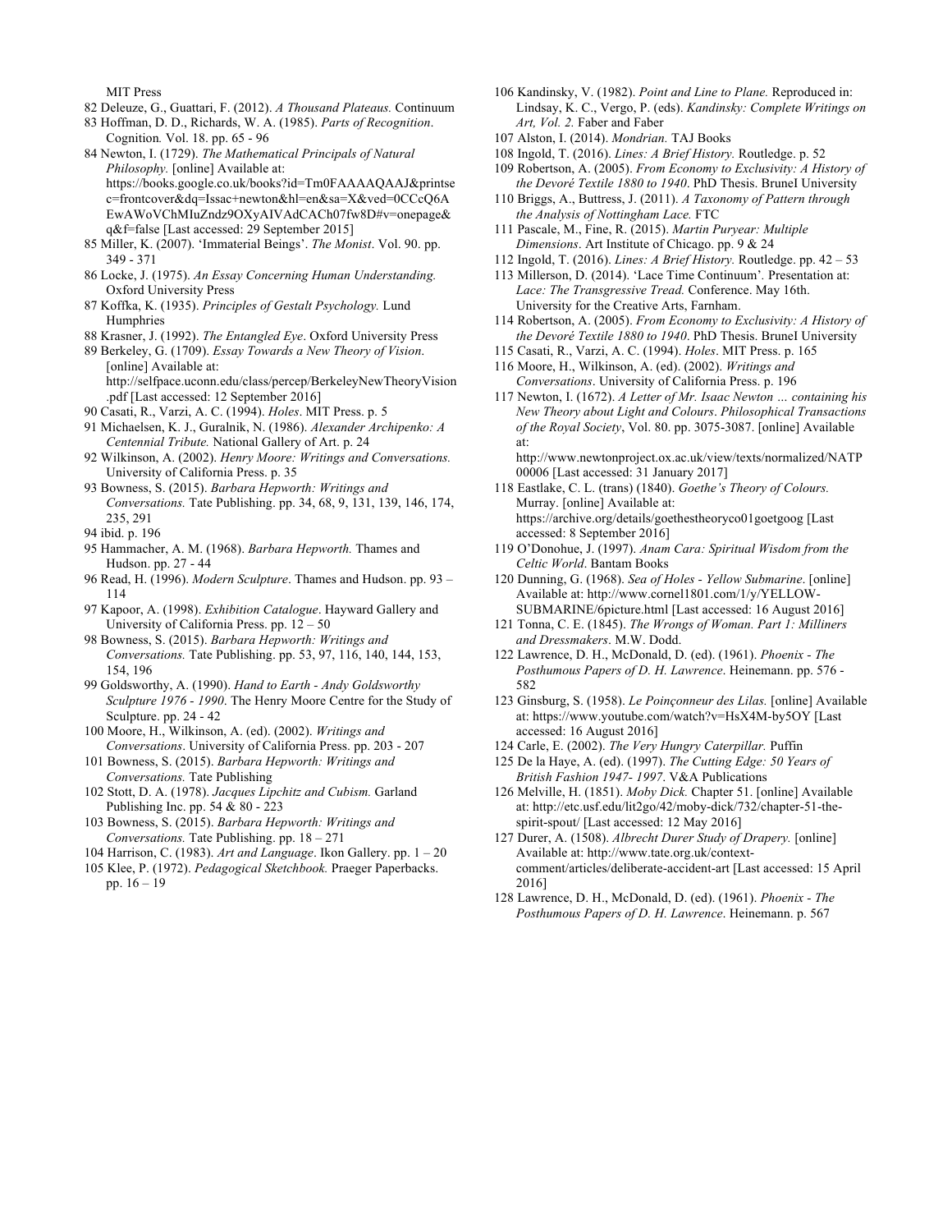MIT Press

82 Deleuze, G., Guattari, F. (2012). *A Thousand Plateaus.* Continuum

83 Hoffman, D. D., Richards, W. A. (1985). *Parts of Recognition*. Cognition*.* Vol. 18. pp. 65 - 96

84 Newton, I. (1729). *The Mathematical Principals of Natural Philosophy.* [online] Available at: https://books.google.co.uk/books?id=Tm0FAAAAQAAJ&printsec=frontcover&dq=Issac+newton&hl=en&sa=X&ved=0CCcQ6AEwAWoVChMIuZndz9OXyAIVAdCACh07fw8D#v=onepage&q&f=false [Last accessed: 29 September 2015]

85 Miller, K. (2007). 'Immaterial Beings'. *The Monist*. Vol. 90. pp. 349 - 371

86 Locke, J. (1975). *An Essay Concerning Human Understanding.* Oxford University Press

87 Koffka, K. (1935). *Principles of Gestalt Psychology.* Lund Humphries

88 Krasner, J. (1992). *The Entangled Eye*. Oxford University Press

89 Berkeley, G. (1709). *Essay Towards a New Theory of Vision*. [online] Available at: http://selfpace.uconn.edu/class/percep/BerkeleyNewTheoryVision.pdf [Last accessed: 12 September 2016]

90 Casati, R., Varzi, A. C. (1994). *Holes*. MIT Press. p. 5

91 Michaelsen, K. J., Guralnik, N. (1986). *Alexander Archipenko: A Centennial Tribute.* National Gallery of Art. p. 24

92 Wilkinson, A. (2002). *Henry Moore: Writings and Conversations.* University of California Press. p. 35

93 Bowness, S. (2015). *Barbara Hepworth: Writings and Conversations.* Tate Publishing. pp. 34, 68, 9, 131, 139, 146, 174, 235, 291

94 ibid. p. 196

95 Hammacher, A. M. (1968). *Barbara Hepworth.* Thames and Hudson. pp. 27 - 44

96 Read, H. (1996). *Modern Sculpture*. Thames and Hudson. pp. 93 – 114

97 Kapoor, A. (1998). *Exhibition Catalogue*. Hayward Gallery and University of California Press. pp. 12 – 50

98 Bowness, S. (2015). *Barbara Hepworth: Writings and Conversations.* Tate Publishing. pp. 53, 97, 116, 140, 144, 153, 154, 196

99 Goldsworthy, A. (1990). *Hand to Earth - Andy Goldsworthy Sculpture 1976 - 1990*. The Henry Moore Centre for the Study of Sculpture. pp. 24 - 42

100 Moore, H., Wilkinson, A. (ed). (2002). *Writings and Conversations*. University of California Press. pp. 203 - 207

101 Bowness, S. (2015). *Barbara Hepworth: Writings and Conversations.* Tate Publishing

102 Stott, D. A. (1978). *Jacques Lipchitz and Cubism.* Garland Publishing Inc. pp. 54 & 80 - 223

103 Bowness, S. (2015). *Barbara Hepworth: Writings and Conversations.* Tate Publishing. pp. 18 – 271

104 Harrison, C. (1983). *Art and Language*. Ikon Gallery. pp. 1 – 20

105 Klee, P. (1972). *Pedagogical Sketchbook.* Praeger Paperbacks. pp. 16 – 19

106 Kandinsky, V. (1982). *Point and Line to Plane.* Reproduced in: Lindsay, K. C., Vergo, P. (eds). *Kandinsky: Complete Writings on Art, Vol. 2.* Faber and Faber

107 Alston, I. (2014). *Mondrian.* TAJ Books

108 Ingold, T. (2016). *Lines: A Brief History.* Routledge. p. 52

109 Robertson, A. (2005). *From Economy to Exclusivity: A History of the Devoré Textile 1880 to 1940*. PhD Thesis. BruneI University

110 Briggs, A., Buttress, J. (2011). *A Taxonomy of Pattern through the Analysis of Nottingham Lace.* FTC

111 Pascale, M., Fine, R. (2015). *Martin Puryear: Multiple Dimensions*. Art Institute of Chicago. pp. 9 & 24

112 Ingold, T. (2016). *Lines: A Brief History.* Routledge. pp. 42 – 53

113 Millerson, D. (2014). 'Lace Time Continuum'*.* Presentation at: *Lace: The Transgressive Tread.* Conference. May 16th. University for the Creative Arts, Farnham.

114 Robertson, A. (2005). *From Economy to Exclusivity: A History of the Devoré Textile 1880 to 1940*. PhD Thesis. BruneI University

115 Casati, R., Varzi, A. C. (1994). *Holes*. MIT Press. p. 165

116 Moore, H., Wilkinson, A. (ed). (2002). *Writings and Conversations*. University of California Press. p. 196

117 Newton, I. (1672). *A Letter of Mr. Isaac Newton … containing his New Theory about Light and Colours*. *Philosophical Transactions of the Royal Society*, Vol. 80. pp. 3075-3087. [online] Available at: http://www.newtonproject.ox.ac.uk/view/texts/normalized/NATP00006 [Last accessed: 31 January 2017]

118 Eastlake, C. L. (trans) (1840). *Goethe's Theory of Colours.* Murray. [online] Available at: https://archive.org/details/goethestheoryco01goetgoog [Last accessed: 8 September 2016]

119 O'Donohue, J. (1997). *Anam Cara: Spiritual Wisdom from the Celtic World*. Bantam Books

120 Dunning, G. (1968). *Sea of Holes - Yellow Submarine*. [online] Available at: http://www.cornel1801.com/1/y/YELLOW-SUBMARINE/6picture.html [Last accessed: 16 August 2016]

121 Tonna, C. E. (1845). *The Wrongs of Woman. Part 1: Milliners and Dressmakers*. M.W. Dodd.

122 Lawrence, D. H., McDonald, D. (ed). (1961). *Phoenix - The Posthumous Papers of D. H. Lawrence*. Heinemann. pp. 576 - 582

123 Ginsburg, S. (1958). *Le Poinçonneur des Lilas.* [online] Available at: https://www.youtube.com/watch?v=HsX4M-by5OY [Last accessed: 16 August 2016]

124 Carle, E. (2002). *The Very Hungry Caterpillar.* Puffin

125 De la Haye, A. (ed). (1997). *The Cutting Edge: 50 Years of British Fashion 1947- 1997*. V&A Publications

126 Melville, H. (1851). *Moby Dick.* Chapter 51. [online] Available at: http://etc.usf.edu/lit2go/42/moby-dick/732/chapter-51-the-spirit-spout/ [Last accessed: 12 May 2016]

127 Durer, A. (1508). *Albrecht Durer Study of Drapery.* [online] Available at: http://www.tate.org.uk/context-comment/articles/deliberate-accident-art [Last accessed: 15 April 2016]

128 Lawrence, D. H., McDonald, D. (ed). (1961). *Phoenix - The Posthumous Papers of D. H. Lawrence*. Heinemann. p. 567